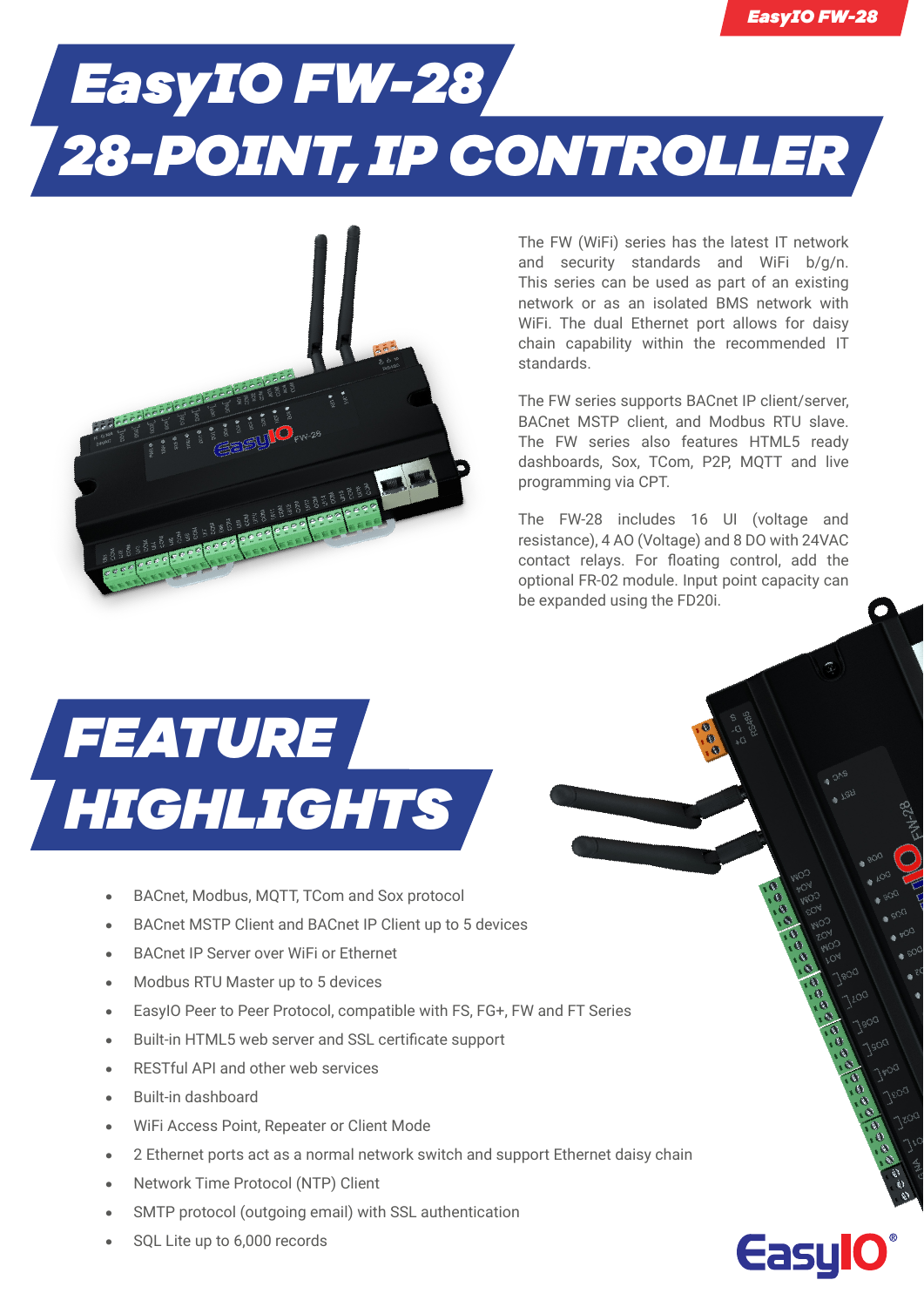# EasyIO FW-28
# 28-POINT, IP CONTROLLER

The FW (WiFi) series has the latest IT network and security standards and WiFi b/g/n. This series can be used as part of an existing network or as an isolated BMS network with WiFi. The dual Ethernet port allows for daisy chain capability within the recommended IT standards.

The FW series supports BACnet IP client/server, BACnet MSTP client, and Modbus RTU slave. The FW series also features HTML5 ready dashboards, Sox, TCom, P2P, MQTT and live programming via CPT.

The FW-28 includes 16 UI (voltage and resistance), 4 AO (Voltage) and 8 DO with 24VAC contact relays. For floating control, add the optional FR-02 module. Input point capacity can be expanded using the FD20i.

## FEATURE HIGHLIGHTS

- BACnet, Modbus, MQTT, TCom and Sox protocol
- BACnet MSTP Client and BACnet IP Client up to 5 devices
- BACnet IP Server over WiFi or Ethernet
- Modbus RTU Master up to 5 devices
- EasyIO Peer to Peer Protocol, compatible with FS, FG+, FW and FT Series
- Built-in HTML5 web server and SSL certificate support
- RESTful API and other web services
- Built-in dashboard
- WiFi Access Point, Repeater or Client Mode
- 2 Ethernet ports act as a normal network switch and support Ethernet daisy chain
- Network Time Protocol (NTP) Client
- SMTP protocol (outgoing email) with SSL authentication
- SQL Lite up to 6,000 records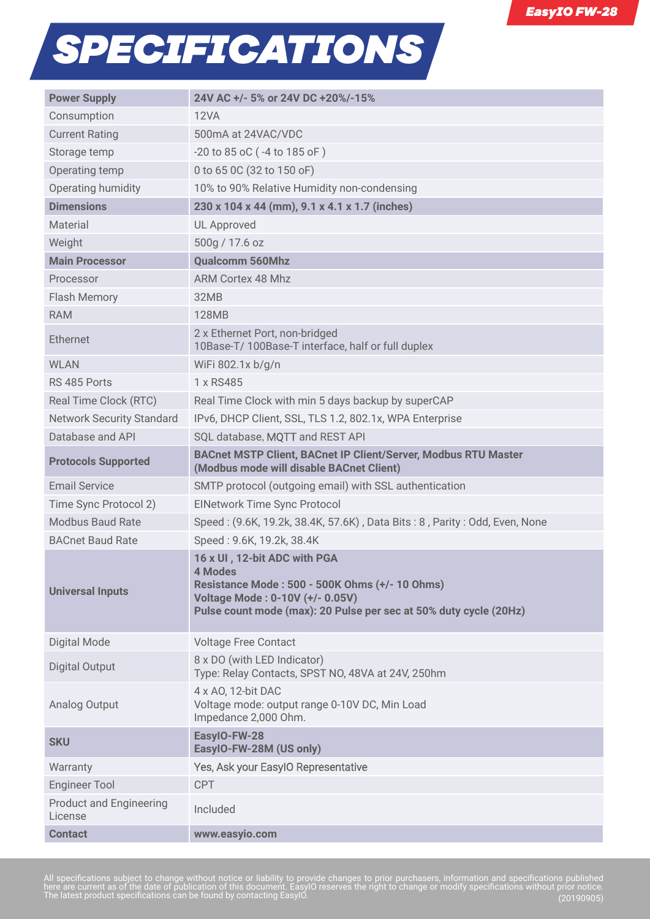# SPECIFICATIONS

| | |
|---|---|
| **Power Supply** | **24V AC +/- 5% or 24V DC +20%/-15%** |
| Consumption | 12VA |
| Current Rating | 500mA at 24VAC/VDC |
| Storage temp | -20 to 85 oC ( -4 to 185 oF ) |
| Operating temp | 0 to 65 0C (32 to 150 oF) |
| Operating humidity | 10% to 90% Relative Humidity non-condensing |
| **Dimensions** | **230 x 104 x 44 (mm), 9.1 x 4.1 x 1.7 (inches)** |
| Material | UL Approved |
| Weight | 500g / 17.6 oz |
| **Main Processor** | **Qualcomm 560Mhz** |
| Processor | ARM Cortex 48 Mhz |
| Flash Memory | 32MB |
| RAM | 128MB |
| Ethernet | 2 x Ethernet Port, non-bridged<br>10Base-T/ 100Base-T interface, half or full duplex |
| WLAN | WiFi 802.1x b/g/n |
| RS 485 Ports | 1 x RS485 |
| Real Time Clock (RTC) | Real Time Clock with min 5 days backup by superCAP |
| Network Security Standard | IPv6, DHCP Client, SSL, TLS 1.2, 802.1x, WPA Enterprise |
| Database and API | SQL database, MQTT and REST API |
| **Protocols Supported** | **BACnet MSTP Client, BACnet IP Client/Server, Modbus RTU Master (Modbus mode will disable BACnet Client)** |
| Email Service | SMTP protocol (outgoing email) with SSL authentication |
| Time Sync Protocol 2) | ElNetwork Time Sync Protocol |
| Modbus Baud Rate | Speed : (9.6K, 19.2k, 38.4K, 57.6K) , Data Bits : 8 , Parity : Odd, Even, None |
| BACnet Baud Rate | Speed : 9.6K, 19.2k, 38.4K |
| **Universal Inputs** | **16 x UI , 12-bit ADC with PGA**<br>**4 Modes**<br>**Resistance Mode : 500 - 500K Ohms (+/- 10 Ohms)**<br>**Voltage Mode : 0-10V (+/- 0.05V)**<br>**Pulse count mode (max): 20 Pulse per sec at 50% duty cycle (20Hz)** |
| Digital Mode | Voltage Free Contact |
| Digital Output | 8 x DO (with LED Indicator)<br>Type: Relay Contacts, SPST NO, 48VA at 24V, 25Ohm |
| Analog Output | 4 x AO, 12-bit DAC<br>Voltage mode: output range 0-10V DC, Min Load Impedance 2,000 Ohm. |
| **SKU** | **EasyIO-FW-28**<br>**EasyIO-FW-28M (US only)** |
| Warranty | Yes, Ask your EasyIO Representative |
| Engineer Tool | CPT |
| Product and Engineering License | Included |
| **Contact** | **www.easyio.com** |

All specifications subject to change without notice or liability to provide changes to prior purchasers, information and specifications published here are current as of the date of publication of this document. EasyIO reserves the right to change or modify specifications without prior notice. The latest product specifications can be found by contacting EasyIO.

(20190905)